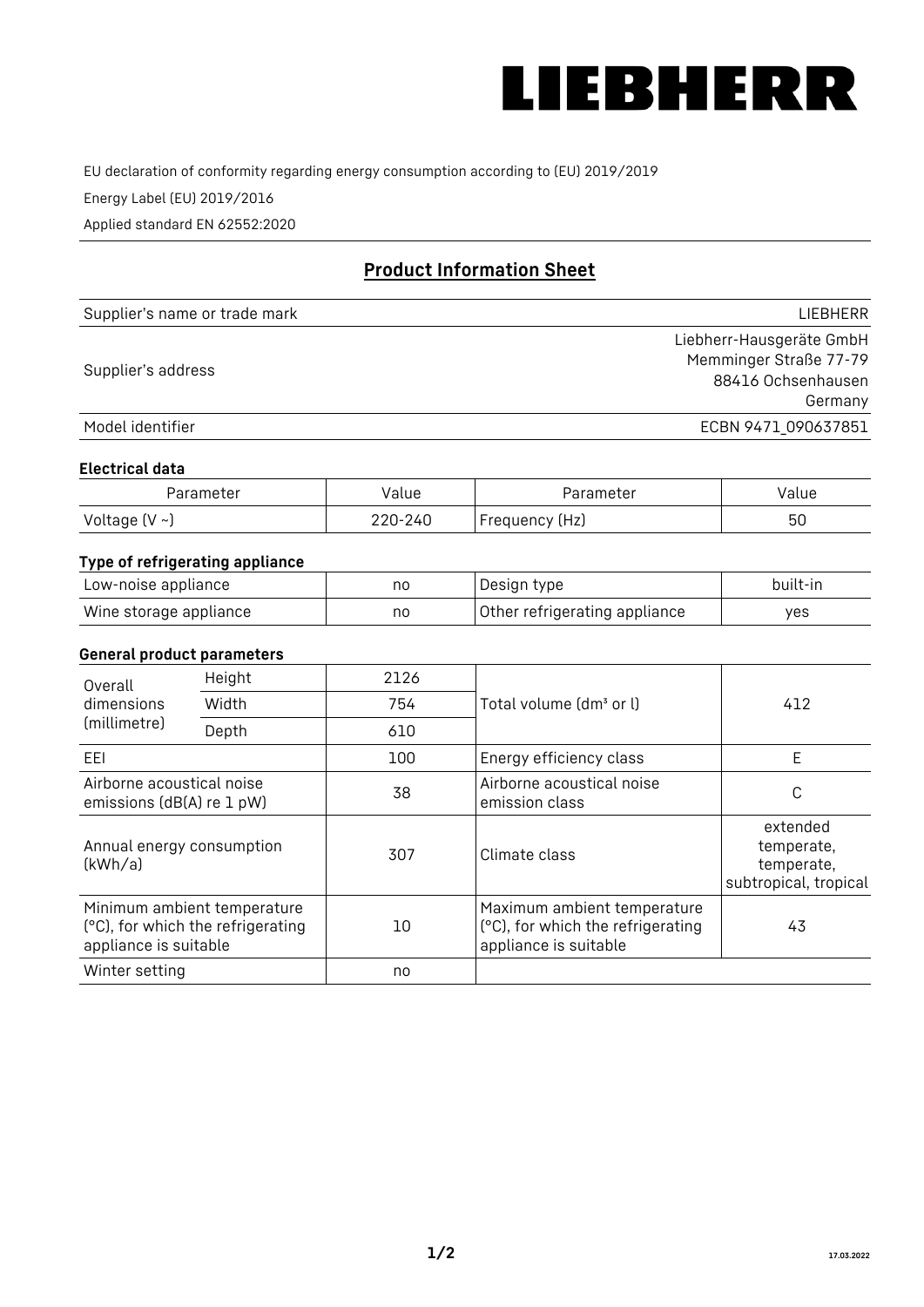# LIEBHERR

EU declaration of conformity regarding energy consumption according to (EU) 2019/2019

Energy Label (EU) 2019/2016

Applied standard EN 62552:2020

## Product Information Sheet

| | |
|---|---|
| Supplier's name or trade mark | LIEBHERR |
| Supplier's address | Liebherr-Hausgeräte GmbH<br>Memminger Straße 77-79<br>88416 Ochsenhausen<br>Germany |
| Model identifier | ECBN 9471_090637851 |

### Electrical data

| Parameter | Value | Parameter | Value |
|---|---|---|---|
| Voltage (V ~) | 220-240 | Frequency (Hz) | 50 |

### Type of refrigerating appliance

| | | | |
|---|---|---|---|
| Low-noise appliance | no | Design type | built-in |
| Wine storage appliance | no | Other refrigerating appliance | yes |

### General product parameters

| | | | | |
|---|---|---|---|---|
| Overall dimensions (millimetre) | Height | 2126 | Total volume (dm³ or l) | 412 |
| | Width | 754 | | |
| | Depth | 610 | | |
| EEI | | 100 | Energy efficiency class | E |
| Airborne acoustical noise emissions (dB(A) re 1 pW) | | 38 | Airborne acoustical noise emission class | C |
| Annual energy consumption (kWh/a) | | 307 | Climate class | extended temperate, temperate, subtropical, tropical |
| Minimum ambient temperature (°C), for which the refrigerating appliance is suitable | | 10 | Maximum ambient temperature (°C), for which the refrigerating appliance is suitable | 43 |
| Winter setting | | no | | |

17.03.2022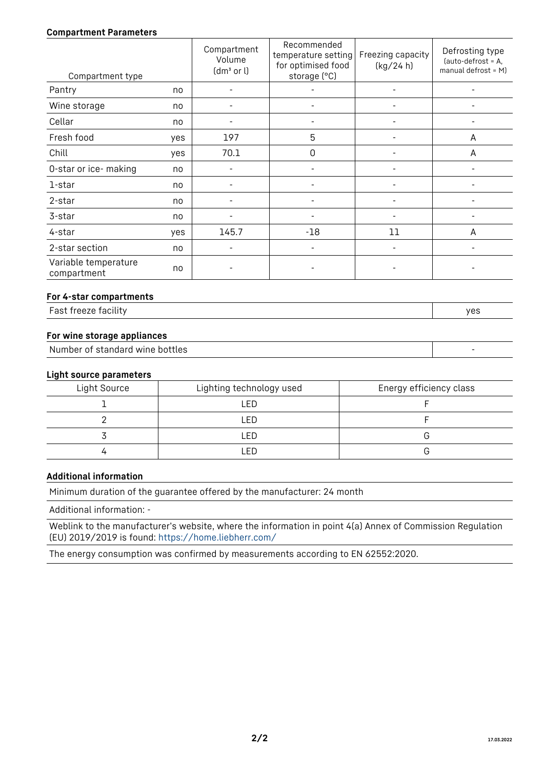**Compartment Parameters**

| Compartment type | | Compartment Volume (dm³ or l) | Recommended temperature setting for optimised food storage (°C) | Freezing capacity (kg/24 h) | Defrosting type (auto-defrost = A, manual defrost = M) |
|---|---|---|---|---|---|
| Pantry | no | - | - | - | - |
| Wine storage | no | - | - | - | - |
| Cellar | no | - | - | - | - |
| Fresh food | yes | 197 | 5 | - | A |
| Chill | yes | 70.1 | 0 | - | A |
| 0-star or ice- making | no | - | - | - | - |
| 1-star | no | - | - | - | - |
| 2-star | no | - | - | - | - |
| 3-star | no | - | - | - | - |
| 4-star | yes | 145.7 | -18 | 11 | A |
| 2-star section | no | - | - | - | - |
| Variable temperature compartment | no | - | - | - | - |

**For 4-star compartments**

| | |
|---|---|
| Fast freeze facility | yes |

**For wine storage appliances**

| | |
|---|---|
| Number of standard wine bottles | - |

**Light source parameters**

| Light Source | Lighting technology used | Energy efficiency class |
|---|---|---|
| 1 | LED | F |
| 2 | LED | F |
| 3 | LED | G |
| 4 | LED | G |

**Additional information**

Minimum duration of the guarantee offered by the manufacturer: 24 month

Additional information: -

Weblink to the manufacturer's website, where the information in point 4(a) Annex of Commission Regulation (EU) 2019/2019 is found: https://home.liebherr.com/

The energy consumption was confirmed by measurements according to EN 62552:2020.

17.03.2022